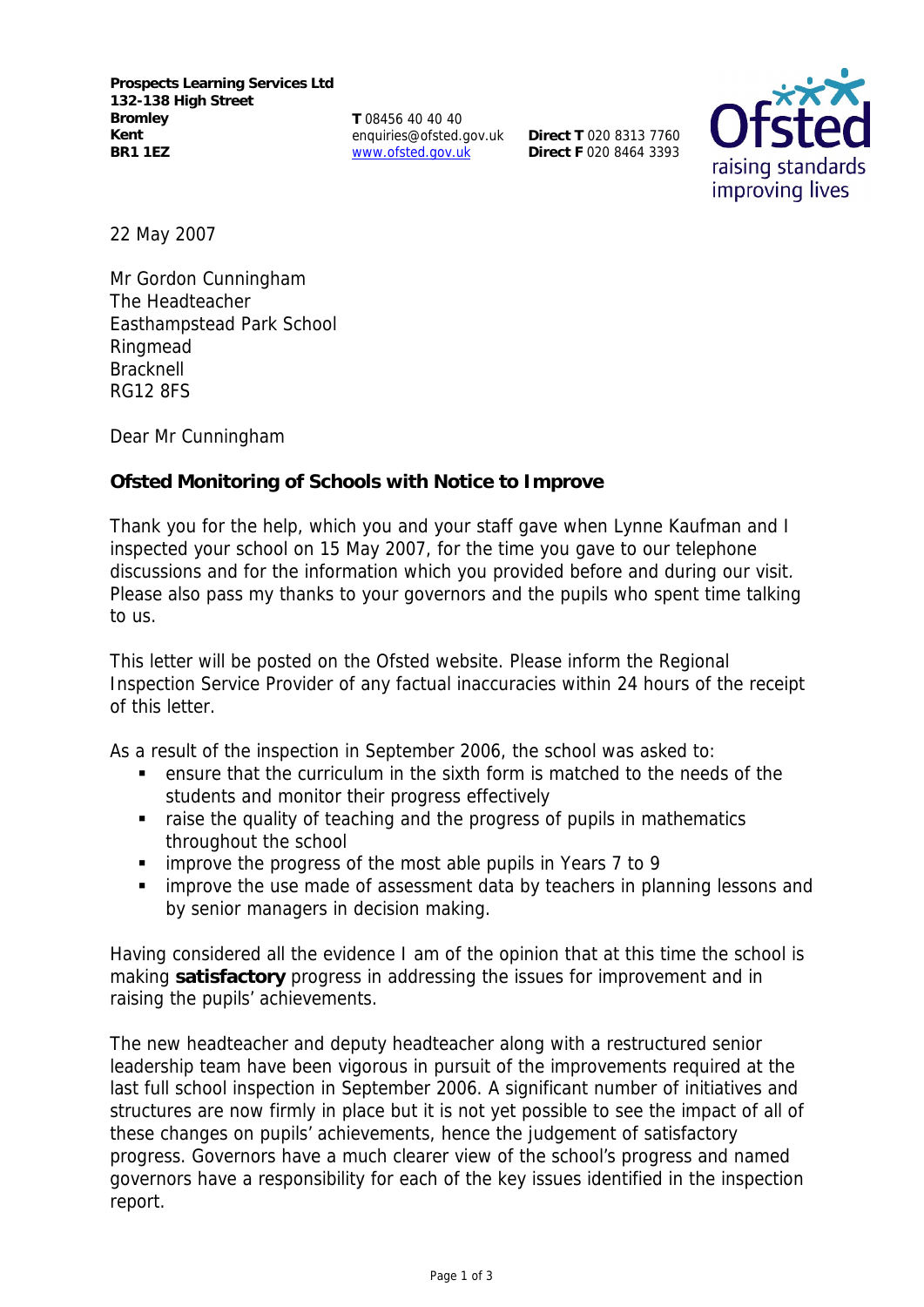**Prospects Learning Services Ltd**
**132-138 High Street**
**Bromley**
**Kent**
**BR1 1EZ**

**T** 08456 40 40 40
enquiries@ofsted.gov.uk
www.ofsted.gov.uk

**Direct T** 020 8313 7760
**Direct F** 020 8464 3393

22 May 2007

Mr Gordon Cunningham
The Headteacher
Easthampstead Park School
Ringmead
Bracknell
RG12 8FS

Dear Mr Cunningham

**Ofsted Monitoring of Schools with Notice to Improve**

Thank you for the help, which you and your staff gave when Lynne Kaufman and I inspected your school on 15 May 2007, for the time you gave to our telephone discussions and for the information which you provided before and during our visit. Please also pass my thanks to your governors and the pupils who spent time talking to us.

This letter will be posted on the Ofsted website. Please inform the Regional Inspection Service Provider of any factual inaccuracies within 24 hours of the receipt of this letter.

As a result of the inspection in September 2006, the school was asked to:

- ensure that the curriculum in the sixth form is matched to the needs of the students and monitor their progress effectively
- raise the quality of teaching and the progress of pupils in mathematics throughout the school
- improve the progress of the most able pupils in Years 7 to 9
- improve the use made of assessment data by teachers in planning lessons and by senior managers in decision making.

Having considered all the evidence I am of the opinion that at this time the school is making **satisfactory** progress in addressing the issues for improvement and in raising the pupils' achievements.

The new headteacher and deputy headteacher along with a restructured senior leadership team have been vigorous in pursuit of the improvements required at the last full school inspection in September 2006. A significant number of initiatives and structures are now firmly in place but it is not yet possible to see the impact of all of these changes on pupils' achievements, hence the judgement of satisfactory progress. Governors have a much clearer view of the school's progress and named governors have a responsibility for each of the key issues identified in the inspection report.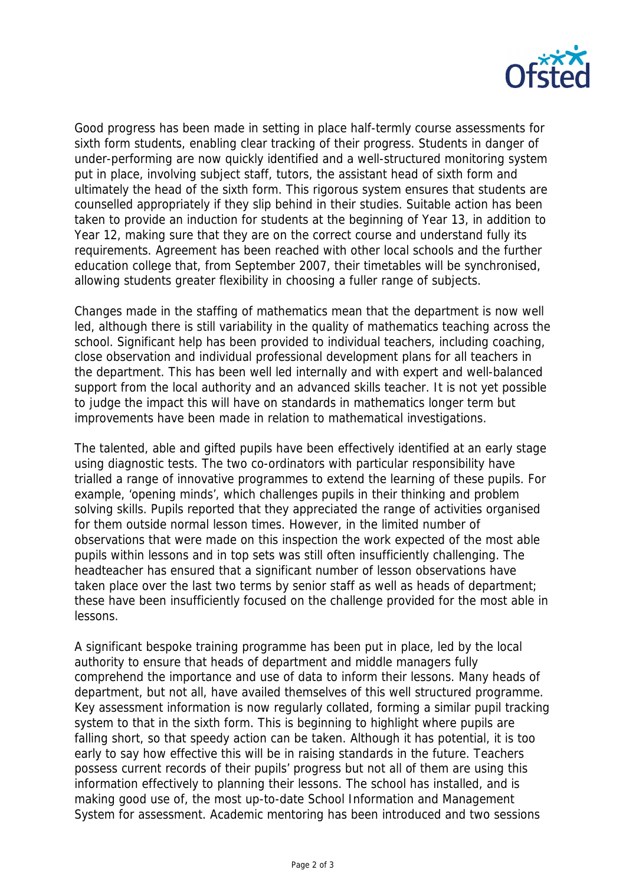Good progress has been made in setting in place half-termly course assessments for sixth form students, enabling clear tracking of their progress. Students in danger of under-performing are now quickly identified and a well-structured monitoring system put in place, involving subject staff, tutors, the assistant head of sixth form and ultimately the head of the sixth form. This rigorous system ensures that students are counselled appropriately if they slip behind in their studies. Suitable action has been taken to provide an induction for students at the beginning of Year 13, in addition to Year 12, making sure that they are on the correct course and understand fully its requirements. Agreement has been reached with other local schools and the further education college that, from September 2007, their timetables will be synchronised, allowing students greater flexibility in choosing a fuller range of subjects.

Changes made in the staffing of mathematics mean that the department is now well led, although there is still variability in the quality of mathematics teaching across the school. Significant help has been provided to individual teachers, including coaching, close observation and individual professional development plans for all teachers in the department. This has been well led internally and with expert and well-balanced support from the local authority and an advanced skills teacher. It is not yet possible to judge the impact this will have on standards in mathematics longer term but improvements have been made in relation to mathematical investigations.

The talented, able and gifted pupils have been effectively identified at an early stage using diagnostic tests. The two co-ordinators with particular responsibility have trialled a range of innovative programmes to extend the learning of these pupils. For example, 'opening minds', which challenges pupils in their thinking and problem solving skills. Pupils reported that they appreciated the range of activities organised for them outside normal lesson times. However, in the limited number of observations that were made on this inspection the work expected of the most able pupils within lessons and in top sets was still often insufficiently challenging. The headteacher has ensured that a significant number of lesson observations have taken place over the last two terms by senior staff as well as heads of department; these have been insufficiently focused on the challenge provided for the most able in lessons.

A significant bespoke training programme has been put in place, led by the local authority to ensure that heads of department and middle managers fully comprehend the importance and use of data to inform their lessons. Many heads of department, but not all, have availed themselves of this well structured programme. Key assessment information is now regularly collated, forming a similar pupil tracking system to that in the sixth form. This is beginning to highlight where pupils are falling short, so that speedy action can be taken. Although it has potential, it is too early to say how effective this will be in raising standards in the future. Teachers possess current records of their pupils' progress but not all of them are using this information effectively to planning their lessons. The school has installed, and is making good use of, the most up-to-date School Information and Management System for assessment. Academic mentoring has been introduced and two sessions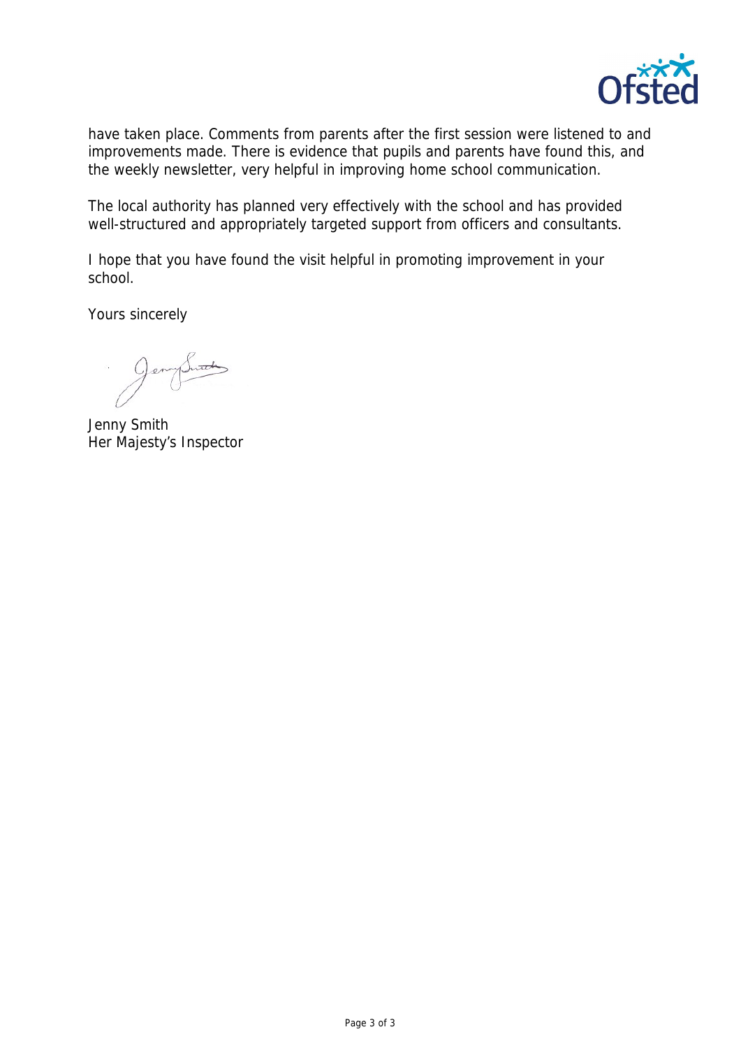have taken place. Comments from parents after the first session were listened to and improvements made. There is evidence that pupils and parents have found this, and the weekly newsletter, very helpful in improving home school communication.

The local authority has planned very effectively with the school and has provided well-structured and appropriately targeted support from officers and consultants.

I hope that you have found the visit helpful in promoting improvement in your school.

Yours sincerely

Jenny Smith
Her Majesty's Inspector